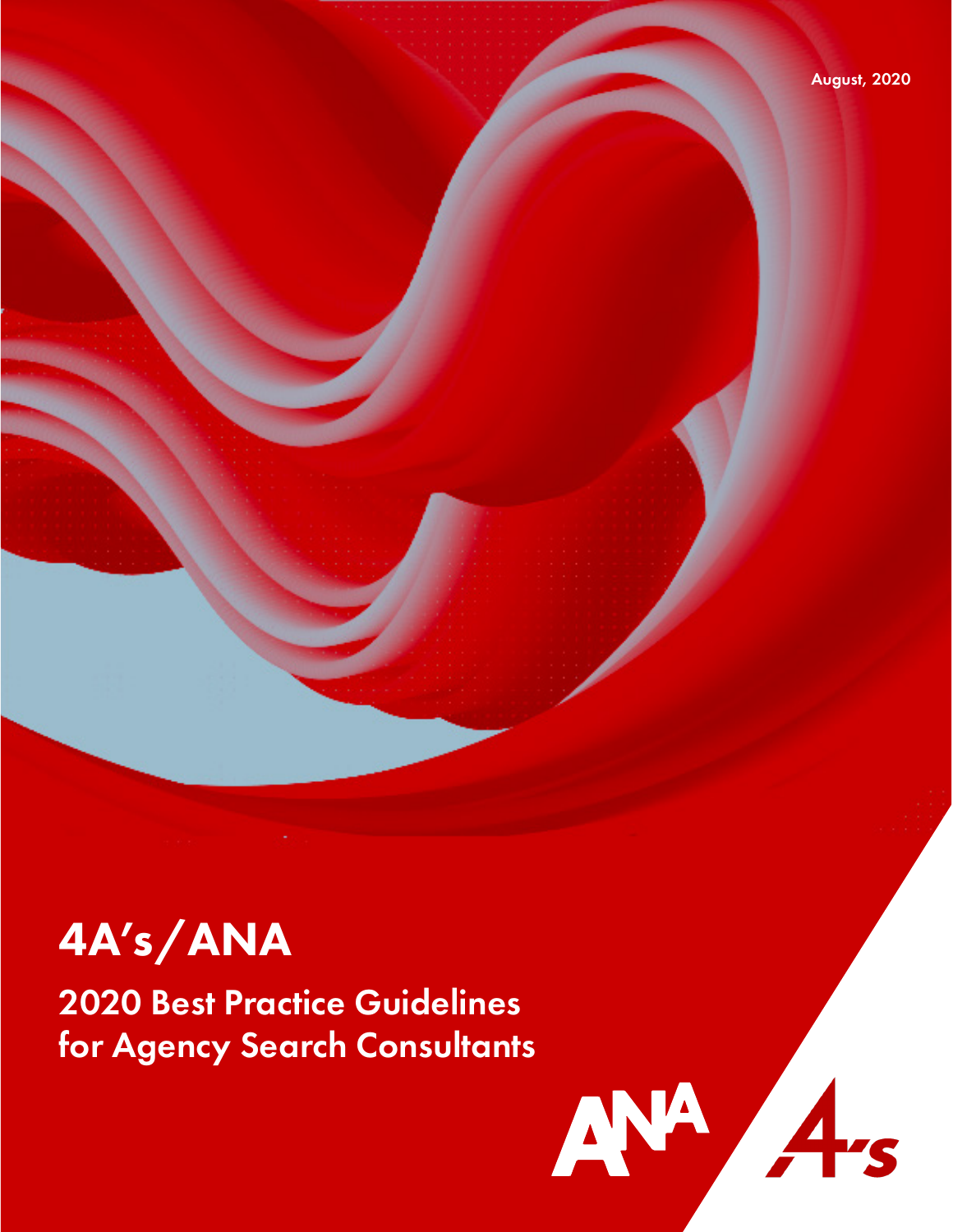August, 2020

# 4A's/ANA

## 2020 Best Practice Guidelines for Agency Search Consultants

ANA

4A's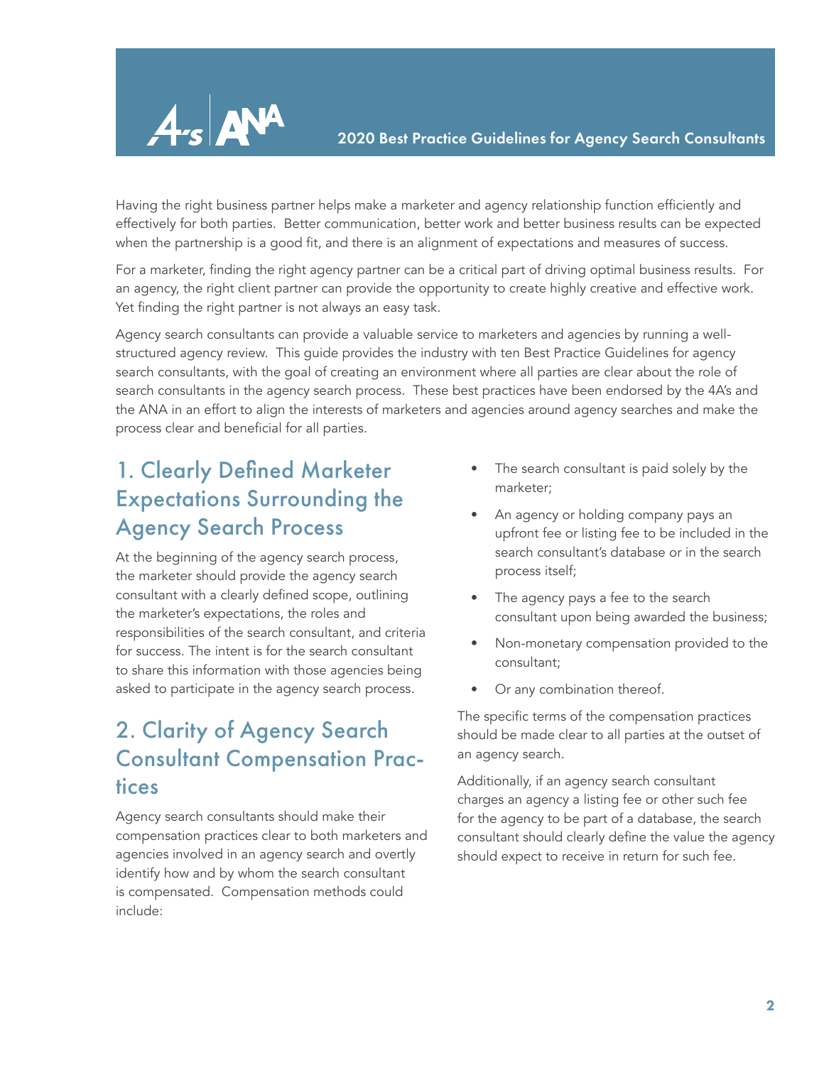Having the right business partner helps make a marketer and agency relationship function efficiently and effectively for both parties. Better communication, better work and better business results can be expected when the partnership is a good fit, and there is an alignment of expectations and measures of success.

For a marketer, finding the right agency partner can be a critical part of driving optimal business results. For an agency, the right client partner can provide the opportunity to create highly creative and effective work. Yet finding the right partner is not always an easy task.

Agency search consultants can provide a valuable service to marketers and agencies by running a well-structured agency review. This guide provides the industry with ten Best Practice Guidelines for agency search consultants, with the goal of creating an environment where all parties are clear about the role of search consultants in the agency search process. These best practices have been endorsed by the 4A's and the ANA in an effort to align the interests of marketers and agencies around agency searches and make the process clear and beneficial for all parties.

## 1. Clearly Defined Marketer Expectations Surrounding the Agency Search Process

At the beginning of the agency search process, the marketer should provide the agency search consultant with a clearly defined scope, outlining the marketer's expectations, the roles and responsibilities of the search consultant, and criteria for success. The intent is for the search consultant to share this information with those agencies being asked to participate in the agency search process.

## 2. Clarity of Agency Search Consultant Compensation Practices

Agency search consultants should make their compensation practices clear to both marketers and agencies involved in an agency search and overtly identify how and by whom the search consultant is compensated. Compensation methods could include:

- The search consultant is paid solely by the marketer;
- An agency or holding company pays an upfront fee or listing fee to be included in the search consultant's database or in the search process itself;
- The agency pays a fee to the search consultant upon being awarded the business;
- Non-monetary compensation provided to the consultant;
- Or any combination thereof.

The specific terms of the compensation practices should be made clear to all parties at the outset of an agency search.

Additionally, if an agency search consultant charges an agency a listing fee or other such fee for the agency to be part of a database, the search consultant should clearly define the value the agency should expect to receive in return for such fee.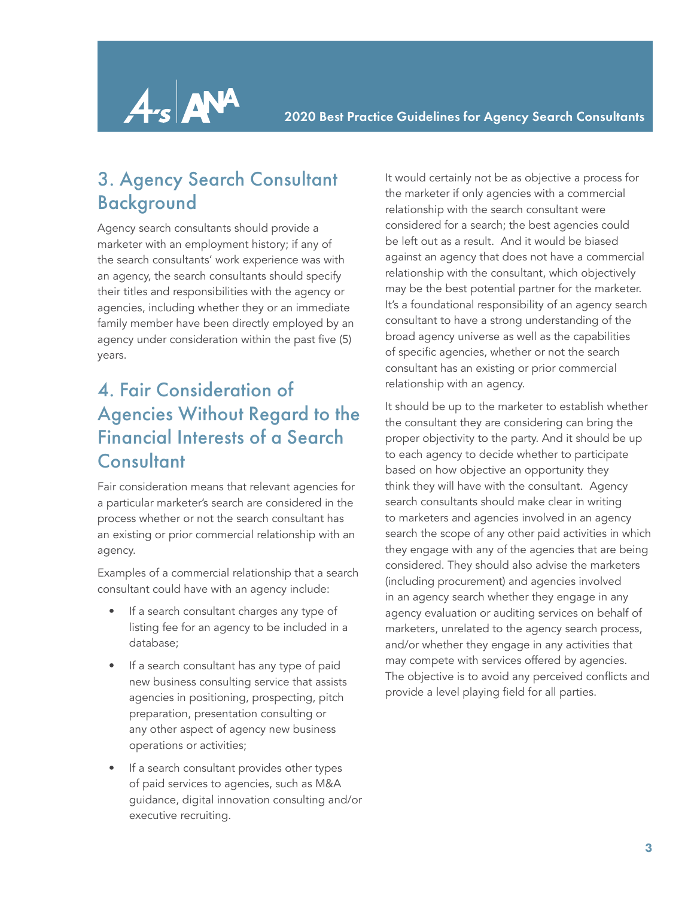## 3. Agency Search Consultant Background

Agency search consultants should provide a marketer with an employment history; if any of the search consultants' work experience was with an agency, the search consultants should specify their titles and responsibilities with the agency or agencies, including whether they or an immediate family member have been directly employed by an agency under consideration within the past five (5) years.

## 4. Fair Consideration of Agencies Without Regard to the Financial Interests of a Search Consultant

Fair consideration means that relevant agencies for a particular marketer's search are considered in the process whether or not the search consultant has an existing or prior commercial relationship with an agency.

Examples of a commercial relationship that a search consultant could have with an agency include:

- If a search consultant charges any type of listing fee for an agency to be included in a database;
- If a search consultant has any type of paid new business consulting service that assists agencies in positioning, prospecting, pitch preparation, presentation consulting or any other aspect of agency new business operations or activities;
- If a search consultant provides other types of paid services to agencies, such as M&A guidance, digital innovation consulting and/or executive recruiting.

It would certainly not be as objective a process for the marketer if only agencies with a commercial relationship with the search consultant were considered for a search; the best agencies could be left out as a result. And it would be biased against an agency that does not have a commercial relationship with the consultant, which objectively may be the best potential partner for the marketer. It's a foundational responsibility of an agency search consultant to have a strong understanding of the broad agency universe as well as the capabilities of specific agencies, whether or not the search consultant has an existing or prior commercial relationship with an agency.

It should be up to the marketer to establish whether the consultant they are considering can bring the proper objectivity to the party. And it should be up to each agency to decide whether to participate based on how objective an opportunity they think they will have with the consultant. Agency search consultants should make clear in writing to marketers and agencies involved in an agency search the scope of any other paid activities in which they engage with any of the agencies that are being considered. They should also advise the marketers (including procurement) and agencies involved in an agency search whether they engage in any agency evaluation or auditing services on behalf of marketers, unrelated to the agency search process, and/or whether they engage in any activities that may compete with services offered by agencies. The objective is to avoid any perceived conflicts and provide a level playing field for all parties.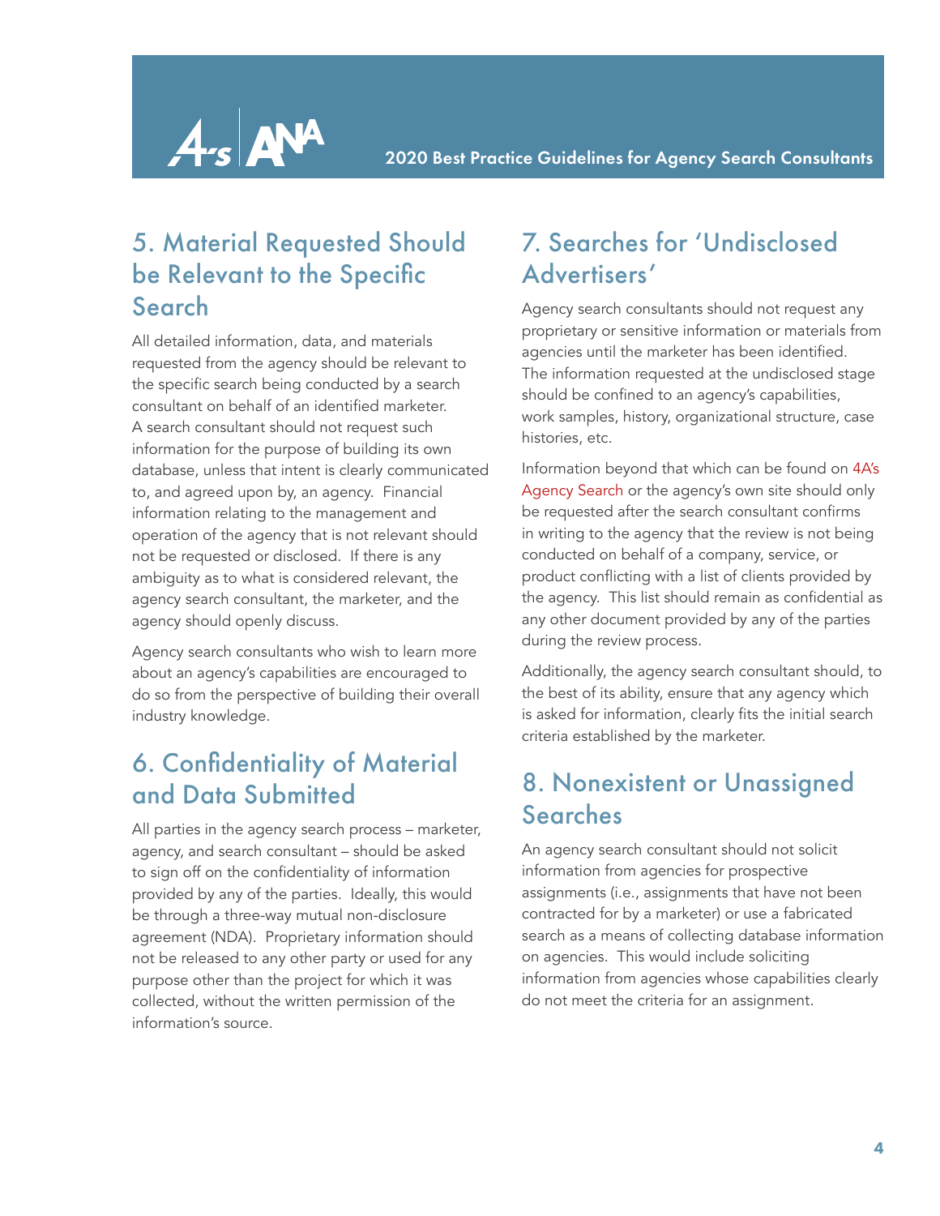## 5. Material Requested Should be Relevant to the Specific Search

All detailed information, data, and materials requested from the agency should be relevant to the specific search being conducted by a search consultant on behalf of an identified marketer. A search consultant should not request such information for the purpose of building its own database, unless that intent is clearly communicated to, and agreed upon by, an agency. Financial information relating to the management and operation of the agency that is not relevant should not be requested or disclosed. If there is any ambiguity as to what is considered relevant, the agency search consultant, the marketer, and the agency should openly discuss.

Agency search consultants who wish to learn more about an agency's capabilities are encouraged to do so from the perspective of building their overall industry knowledge.

## 6. Confidentiality of Material and Data Submitted

All parties in the agency search process – marketer, agency, and search consultant – should be asked to sign off on the confidentiality of information provided by any of the parties. Ideally, this would be through a three-way mutual non-disclosure agreement (NDA). Proprietary information should not be released to any other party or used for any purpose other than the project for which it was collected, without the written permission of the information's source.

## 7. Searches for 'Undisclosed Advertisers'

Agency search consultants should not request any proprietary or sensitive information or materials from agencies until the marketer has been identified. The information requested at the undisclosed stage should be confined to an agency's capabilities, work samples, history, organizational structure, case histories, etc.

Information beyond that which can be found on 4A's Agency Search or the agency's own site should only be requested after the search consultant confirms in writing to the agency that the review is not being conducted on behalf of a company, service, or product conflicting with a list of clients provided by the agency. This list should remain as confidential as any other document provided by any of the parties during the review process.

Additionally, the agency search consultant should, to the best of its ability, ensure that any agency which is asked for information, clearly fits the initial search criteria established by the marketer.

## 8. Nonexistent or Unassigned Searches

An agency search consultant should not solicit information from agencies for prospective assignments (i.e., assignments that have not been contracted for by a marketer) or use a fabricated search as a means of collecting database information on agencies. This would include soliciting information from agencies whose capabilities clearly do not meet the criteria for an assignment.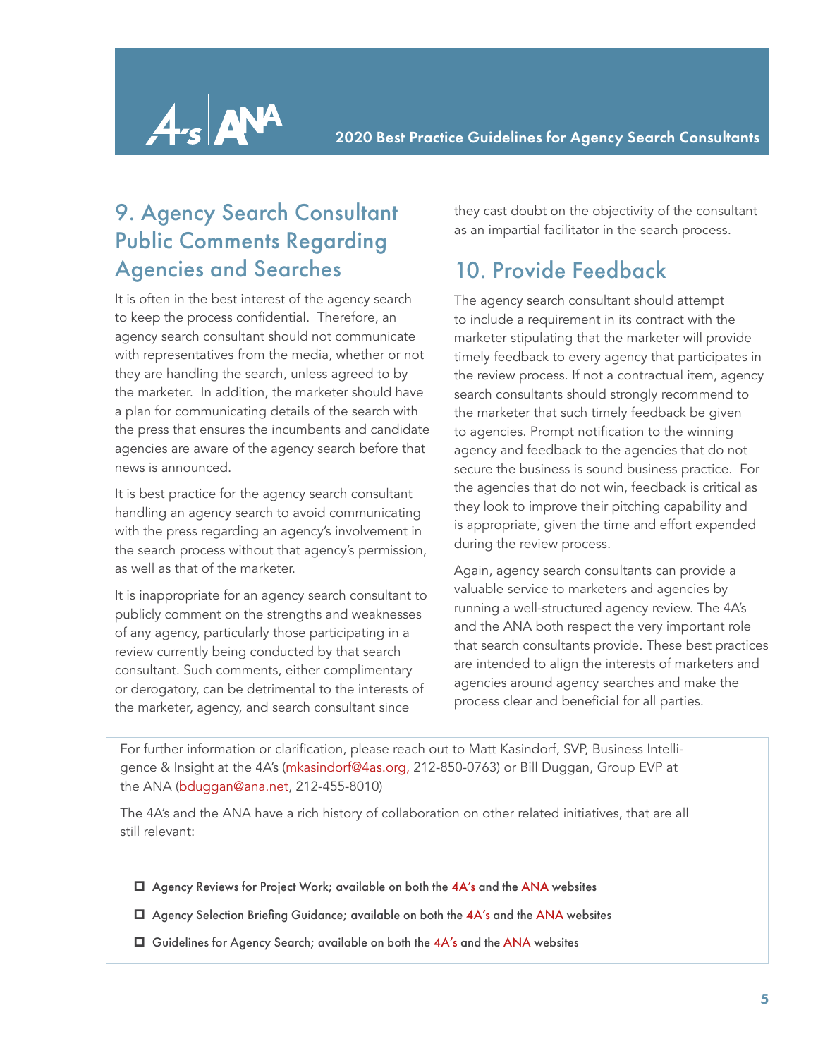## 9. Agency Search Consultant Public Comments Regarding Agencies and Searches

It is often in the best interest of the agency search to keep the process confidential. Therefore, an agency search consultant should not communicate with representatives from the media, whether or not they are handling the search, unless agreed to by the marketer. In addition, the marketer should have a plan for communicating details of the search with the press that ensures the incumbents and candidate agencies are aware of the agency search before that news is announced.

It is best practice for the agency search consultant handling an agency search to avoid communicating with the press regarding an agency's involvement in the search process without that agency's permission, as well as that of the marketer.

It is inappropriate for an agency search consultant to publicly comment on the strengths and weaknesses of any agency, particularly those participating in a review currently being conducted by that search consultant. Such comments, either complimentary or derogatory, can be detrimental to the interests of the marketer, agency, and search consultant since they cast doubt on the objectivity of the consultant as an impartial facilitator in the search process.

## 10. Provide Feedback

The agency search consultant should attempt to include a requirement in its contract with the marketer stipulating that the marketer will provide timely feedback to every agency that participates in the review process. If not a contractual item, agency search consultants should strongly recommend to the marketer that such timely feedback be given to agencies. Prompt notification to the winning agency and feedback to the agencies that do not secure the business is sound business practice. For the agencies that do not win, feedback is critical as they look to improve their pitching capability and is appropriate, given the time and effort expended during the review process.

Again, agency search consultants can provide a valuable service to marketers and agencies by running a well-structured agency review. The 4A's and the ANA both respect the very important role that search consultants provide. These best practices are intended to align the interests of marketers and agencies around agency searches and make the process clear and beneficial for all parties.

For further information or clarification, please reach out to Matt Kasindorf, SVP, Business Intelligence & Insight at the 4A's (mkasindorf@4as.org, 212-850-0763) or Bill Duggan, Group EVP at the ANA (bduggan@ana.net, 212-455-8010)

The 4A's and the ANA have a rich history of collaboration on other related initiatives, that are all still relevant:

- Agency Reviews for Project Work; available on both the 4A's and the ANA websites
- Agency Selection Briefing Guidance; available on both the 4A's and the ANA websites
- Guidelines for Agency Search; available on both the 4A's and the ANA websites